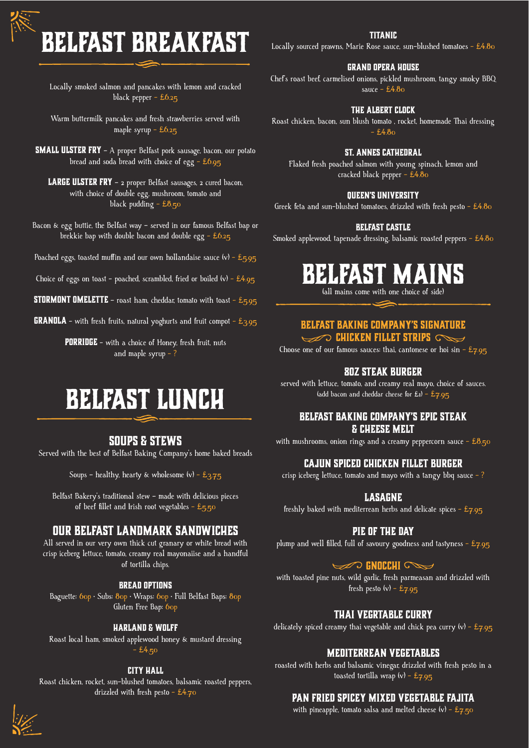# BELFAST BREAKFAST

Locally smoked salmon and pancakes with lemon and cracked black pepper - £6.25

Warm buttermilk pancakes and fresh strawberries served with maple syrup - £6.25

**SMALL ULSTER FRY** - A proper Belfast pork sausage, bacon, our potato bread and soda bread with choice of egg - £6.95

**LARGE ULSTER FRY** - 2 proper Belfast sausages, 2 cured bacon, with choice of double egg, mushroom, tomato and black pudding - £8.50

Bacon & egg buttie, the Belfast way - served in our famous Belfast bap or brekkie bap with double bacon and double egg - £6.25

Poached eggs, toasted muffin and our own hollandaise sauce (v) - £5.95

Choice of eggs on toast - poached, scrambled, fried or boiled (v) - £4.95

**STORMONT OMELETTE** - roast ham, cheddar, tomato with toast - £5.95

**GRANOLA** - with fresh fruits, natural yoghurts and fruit compot - £3.95

**PORRIDGE** - with a choice of Honey, fresh fruit, nuts and maple syrup - ?

# BELFAST LUNCH

## SOUPS & STEWS

Served with the best of Belfast Baking Company's home baked breads

Soups - healthy, hearty & wholesome (v) - £3.75

Belfast Bakery's traditional stew - made with delicious pieces of beef fillet and Irish root vegetables - £5.50

## OUR BELFAST LANDMARK SANDWICHES

All served in our very own thick cut granary or white bread with crisp iceberg lettuce, tomato, creamy real mayonaiise and a handful of tortilla chips.

### BREAD OPTIONS

Baguette: 60p · Subs: 80p · Wraps: 60p · Full Belfast Baps: 80p
Gluten Free Bap: 60p

### HARLAND & WOLFF

Roast local ham, smoked applewood honey & mustard dressing - £4.50

### CITY HALL

Roast chicken, rocket, sun-blushed tomatoes, balsamic roasted peppers, drizzled with fresh pesto - £4.70

### TITANIC

Locally sourced prawns, Marie Rose sauce, sun-blushed tomatoes - £4.80

### GRAND OPERA HOUSE

Chef's roast beef, carmelised onions, pickled mushroom, tangy smoky BBQ sauce - £4.80

### THE ALBERT CLOCK

Roast chicken, bacon, sun blush tomato , rocket, homemade Thai dressing - £4.80

### ST. ANNES CATHEDRAL

Flaked fresh poached salmon with young spinach, lemon and cracked black pepper - £4.80

### QUEEN'S UNIVERSITY

Greek feta and sun-blushed tomatoes, drizzled with fresh pesto - £4.80

### BELFAST CASTLE

Smoked applewood, tapenade dressing, balsamic roasted peppers - £4.80

# BELFAST MAINS

(all mains come with one choice of side)

### BELFAST BAKING COMPANY'S SIGNATURE CHICKEN FILLET STRIPS

Choose one of our famous sauces: thai, cantonese or hoi sin - £7.95

### 8OZ STEAK BURGER

served with lettuce, tomato, and creamy real mayo, choice of sauces. (add bacon and cheddar cheese for £1) - £7.95

### BELFAST BAKING COMPANY'S EPIC STEAK & CHEESE MELT

with mushrooms, onion rings and a creamy peppercorn sauce - £8.50

### CAJUN SPICED CHICKEN FILLET BURGER

crisp iceberg lettuce, tomato and mayo with a tangy bbq sauce - ?

### LASAGNE

freshly baked with mediterrean herbs and delicate spices - £7.95

### PIE OF THE DAY

plump and well filled, full of savoury goodness and tastyness - £7.95

### GNOCCHI

with toasted pine nuts, wild garlic, fresh parmeasan and drizzled with fresh pesto (v) - £7.95

### THAI VEGRTABLE CURRY

delicately spiced creamy thai vegetable and chick pea curry (v) - £7.95

### MEDITERREAN VEGETABLES

roasted with herbs and balsamic vinegar, drizzled with fresh pesto in a toasted tortilla wrap (v) - £7.95

### PAN FRIED SPICEY MIXED VEGETABLE FAJITA

with pineapple, tomato salsa and melted cheese (v) - £7.50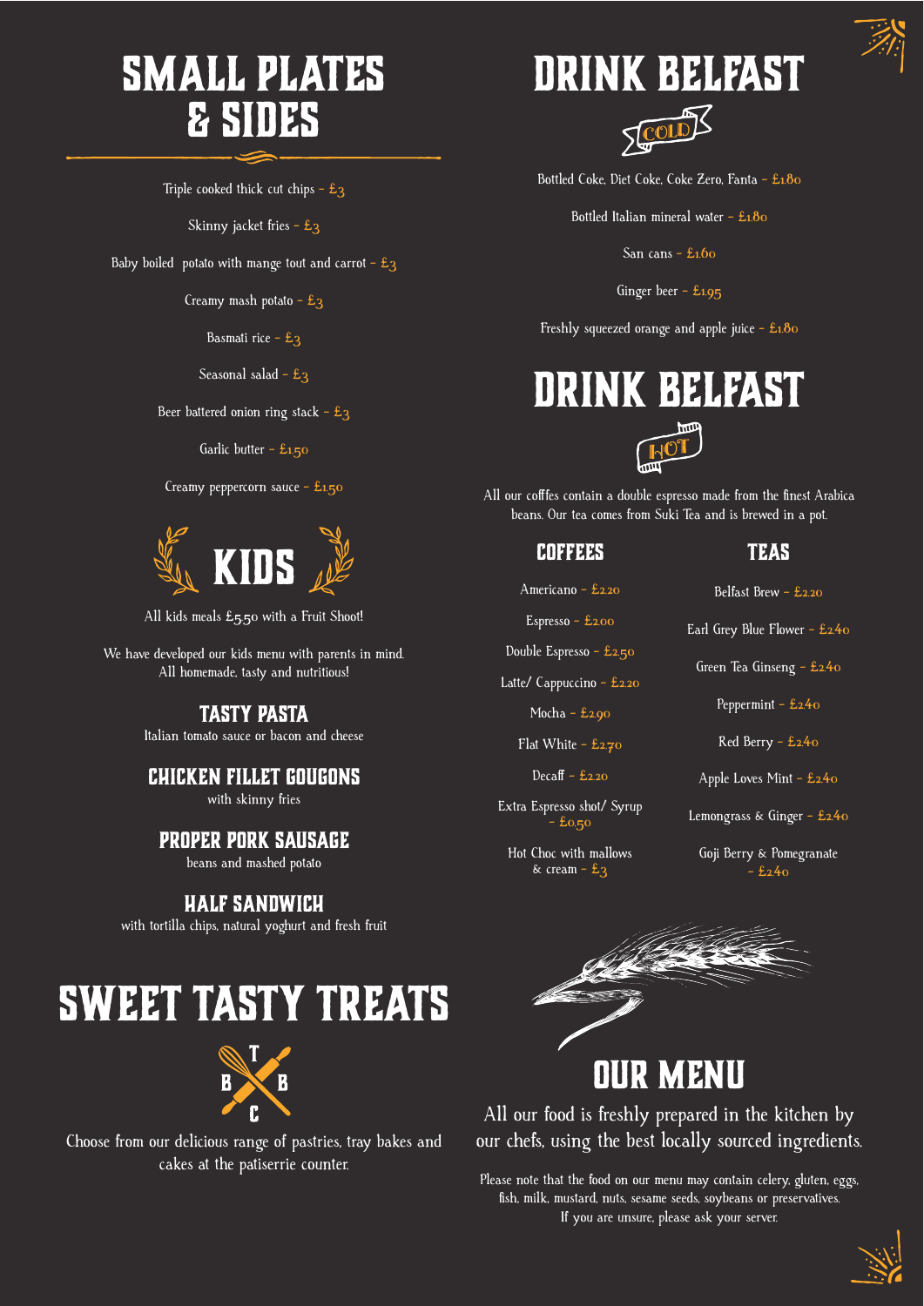# SMALL PLATES & SIDES

Triple cooked thick cut chips - £3

Skinny jacket fries - £3

Baby boiled potato with mange tout and carrot - £3

Creamy mash potato - £3

Basmati rice - £3

Seasonal salad - £3

Beer battered onion ring stack - £3

Garlic butter - £1.50

Creamy peppercorn sauce - £1.50

# KIDS

All kids meals £5.50 with a Fruit Shoot!

We have developed our kids menu with parents in mind.
All homemade, tasty and nutritious!

### TASTY PASTA
Italian tomato sauce or bacon and cheese

### CHICKEN FILLET GOUGONS
with skinny fries

### PROPER PORK SAUSAGE
beans and mashed potato

### HALF SANDWICH
with tortilla chips, natural yoghurt and fresh fruit

# SWEET TASTY TREATS

TBBC

Choose from our delicious range of pastries, tray bakes and cakes at the patiserrie counter.

# DRINK BELFAST

## COLD

Bottled Coke, Diet Coke, Coke Zero, Fanta - £1.80

Bottled Italian mineral water - £1.80

San cans - £1.60

Ginger beer - £1.95

Freshly squeezed orange and apple juice - £1.80

# DRINK BELFAST

## HOT

All our coffes contain a double espresso made from the finest Arabica beans. Our tea comes from Suki Tea and is brewed in a pot.

### COFFEES

Americano - £2.20

Espresso - £2.00

Double Espresso - £2.50

Latte/ Cappuccino - £2.20

Mocha - £2.90

Flat White - £2.70

Decaff - £2.20

Extra Espresso shot/ Syrup - £0.50

Hot Choc with mallows & cream - £3

### TEAS

Belfast Brew - £2.20

Earl Grey Blue Flower - £2.40

Green Tea Ginseng - £2.40

Peppermint - £2.40

Red Berry - £2.40

Apple Loves Mint - £2.40

Lemongrass & Ginger - £2.40

Goji Berry & Pomegranate - £2.40

# OUR MENU

All our food is freshly prepared in the kitchen by our chefs, using the best locally sourced ingredients.

Please note that the food on our menu may contain celery, gluten, eggs, fish, milk, mustard, nuts, sesame seeds, soybeans or preservatives.
If you are unsure, please ask your server.